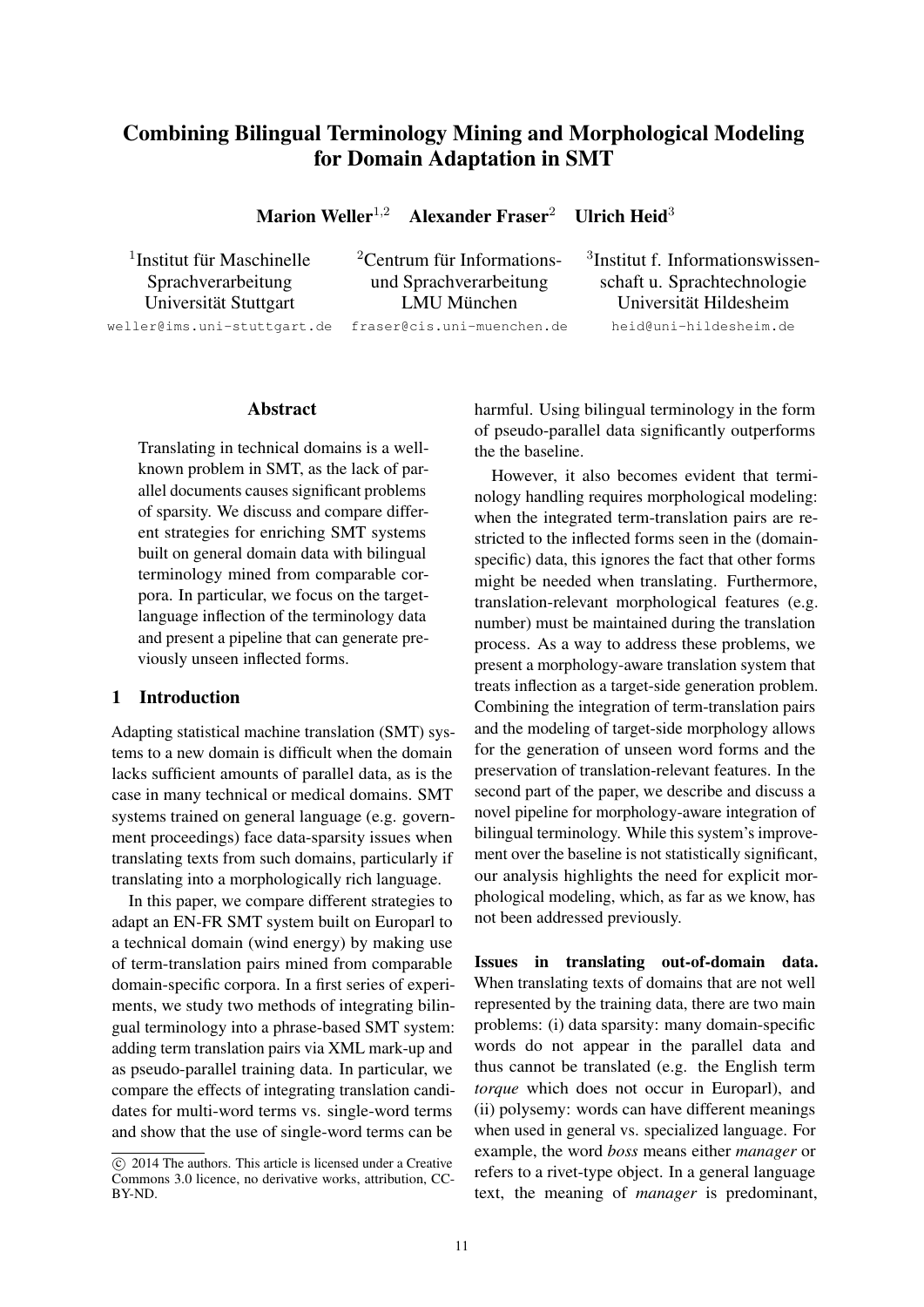# Combining Bilingual Terminology Mining and Morphological Modeling for Domain Adaptation in SMT

**Marion Weller**[1,2] **Alexander Fraser**[2] **Ulrich Heid**[3]

[1]Institut für Maschinelle Sprachverarbeitung
Universität Stuttgart
weller@ims.uni-stuttgart.de

[2]Centrum für Informations- und Sprachverarbeitung
LMU München
fraser@cis.uni-muenchen.de

[3]Institut f. Informationswissenschaft u. Sprachtechnologie
Universität Hildesheim
heid@uni-hildesheim.de

## Abstract

Translating in technical domains is a well-known problem in SMT, as the lack of parallel documents causes significant problems of sparsity. We discuss and compare different strategies for enriching SMT systems built on general domain data with bilingual terminology mined from comparable corpora. In particular, we focus on the target-language inflection of the terminology data and present a pipeline that can generate previously unseen inflected forms.

## 1 Introduction

Adapting statistical machine translation (SMT) systems to a new domain is difficult when the domain lacks sufficient amounts of parallel data, as is the case in many technical or medical domains. SMT systems trained on general language (e.g. government proceedings) face data-sparsity issues when translating texts from such domains, particularly if translating into a morphologically rich language.

In this paper, we compare different strategies to adapt an EN-FR SMT system built on Europarl to a technical domain (wind energy) by making use of term-translation pairs mined from comparable domain-specific corpora. In a first series of experiments, we study two methods of integrating bilingual terminology into a phrase-based SMT system: adding term translation pairs via XML mark-up and as pseudo-parallel training data. In particular, we compare the effects of integrating translation candidates for multi-word terms vs. single-word terms and show that the use of single-word terms can be harmful. Using bilingual terminology in the form of pseudo-parallel data significantly outperforms the the baseline.

However, it also becomes evident that terminology handling requires morphological modeling: when the integrated term-translation pairs are restricted to the inflected forms seen in the (domain-specific) data, this ignores the fact that other forms might be needed when translating. Furthermore, translation-relevant morphological features (e.g. number) must be maintained during the translation process. As a way to address these problems, we present a morphology-aware translation system that treats inflection as a target-side generation problem. Combining the integration of term-translation pairs and the modeling of target-side morphology allows for the generation of unseen word forms and the preservation of translation-relevant features. In the second part of the paper, we describe and discuss a novel pipeline for morphology-aware integration of bilingual terminology. While this system's improvement over the baseline is not statistically significant, our analysis highlights the need for explicit morphological modeling, which, as far as we know, has not been addressed previously.

**Issues in translating out-of-domain data.** When translating texts of domains that are not well represented by the training data, there are two main problems: (i) data sparsity: many domain-specific words do not appear in the parallel data and thus cannot be translated (e.g. the English term *torque* which does not occur in Europarl), and (ii) polysemy: words can have different meanings when used in general vs. specialized language. For example, the word *boss* means either *manager* or refers to a rivet-type object. In a general language text, the meaning of *manager* is predominant,

© 2014 The authors. This article is licensed under a Creative Commons 3.0 licence, no derivative works, attribution, CC-BY-ND.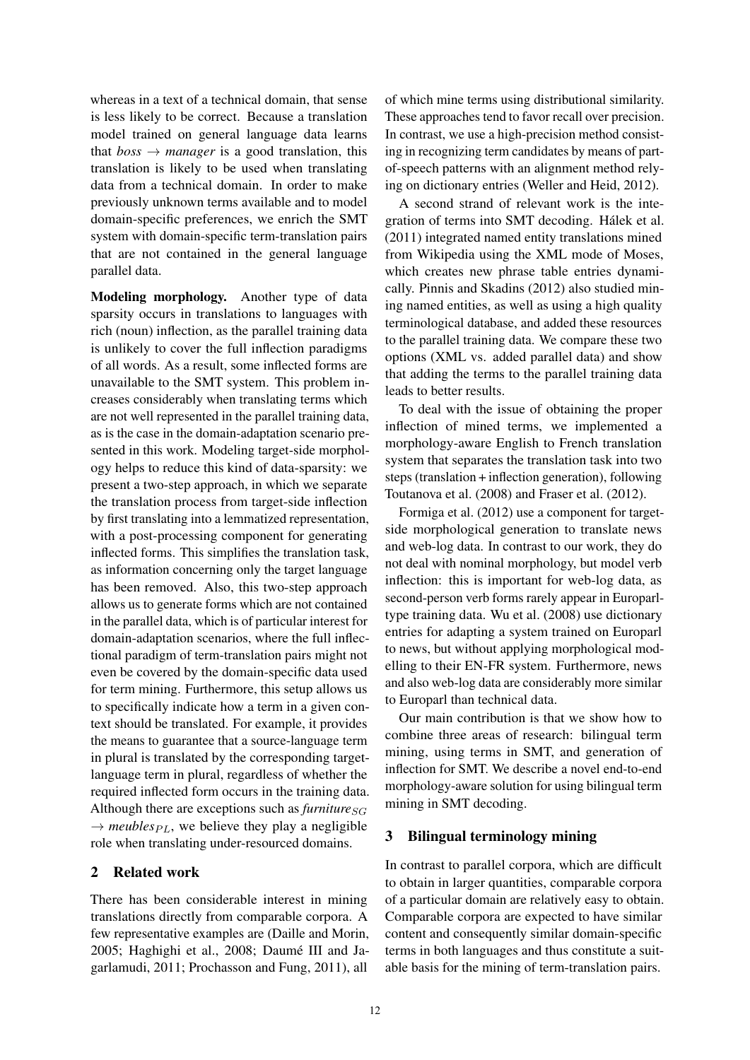whereas in a text of a technical domain, that sense is less likely to be correct. Because a translation model trained on general language data learns that *boss* $\rightarrow$ *manager* is a good translation, this translation is likely to be used when translating data from a technical domain. In order to make previously unknown terms available and to model domain-specific preferences, we enrich the SMT system with domain-specific term-translation pairs that are not contained in the general language parallel data.

**Modeling morphology.** Another type of data sparsity occurs in translations to languages with rich (noun) inflection, as the parallel training data is unlikely to cover the full inflection paradigms of all words. As a result, some inflected forms are unavailable to the SMT system. This problem increases considerably when translating terms which are not well represented in the parallel training data, as is the case in the domain-adaptation scenario presented in this work. Modeling target-side morphology helps to reduce this kind of data-sparsity: we present a two-step approach, in which we separate the translation process from target-side inflection by first translating into a lemmatized representation, with a post-processing component for generating inflected forms. This simplifies the translation task, as information concerning only the target language has been removed. Also, this two-step approach allows us to generate forms which are not contained in the parallel data, which is of particular interest for domain-adaptation scenarios, where the full inflectional paradigm of term-translation pairs might not even be covered by the domain-specific data used for term mining. Furthermore, this setup allows us to specifically indicate how a term in a given context should be translated. For example, it provides the means to guarantee that a source-language term in plural is translated by the corresponding target-language term in plural, regardless of whether the required inflected form occurs in the training data. Although there are exceptions such as *furniture*$_{SG}$ $\rightarrow$ *meubles*$_{PL}$, we believe they play a negligible role when translating under-resourced domains.

## 2 Related work

There has been considerable interest in mining translations directly from comparable corpora. A few representative examples are (Daille and Morin, 2005; Haghighi et al., 2008; Daumé III and Jagarlamudi, 2011; Prochasson and Fung, 2011), all of which mine terms using distributional similarity. These approaches tend to favor recall over precision. In contrast, we use a high-precision method consisting in recognizing term candidates by means of part-of-speech patterns with an alignment method relying on dictionary entries (Weller and Heid, 2012).

A second strand of relevant work is the integration of terms into SMT decoding. Hálek et al. (2011) integrated named entity translations mined from Wikipedia using the XML mode of Moses, which creates new phrase table entries dynamically. Pinnis and Skadins (2012) also studied mining named entities, as well as using a high quality terminological database, and added these resources to the parallel training data. We compare these two options (XML vs. added parallel data) and show that adding the terms to the parallel training data leads to better results.

To deal with the issue of obtaining the proper inflection of mined terms, we implemented a morphology-aware English to French translation system that separates the translation task into two steps (translation + inflection generation), following Toutanova et al. (2008) and Fraser et al. (2012).

Formiga et al. (2012) use a component for target-side morphological generation to translate news and web-log data. In contrast to our work, they do not deal with nominal morphology, but model verb inflection: this is important for web-log data, as second-person verb forms rarely appear in Europarl-type training data. Wu et al. (2008) use dictionary entries for adapting a system trained on Europarl to news, but without applying morphological modelling to their EN-FR system. Furthermore, news and also web-log data are considerably more similar to Europarl than technical data.

Our main contribution is that we show how to combine three areas of research: bilingual term mining, using terms in SMT, and generation of inflection for SMT. We describe a novel end-to-end morphology-aware solution for using bilingual term mining in SMT decoding.

## 3 Bilingual terminology mining

In contrast to parallel corpora, which are difficult to obtain in larger quantities, comparable corpora of a particular domain are relatively easy to obtain. Comparable corpora are expected to have similar content and consequently similar domain-specific terms in both languages and thus constitute a suitable basis for the mining of term-translation pairs.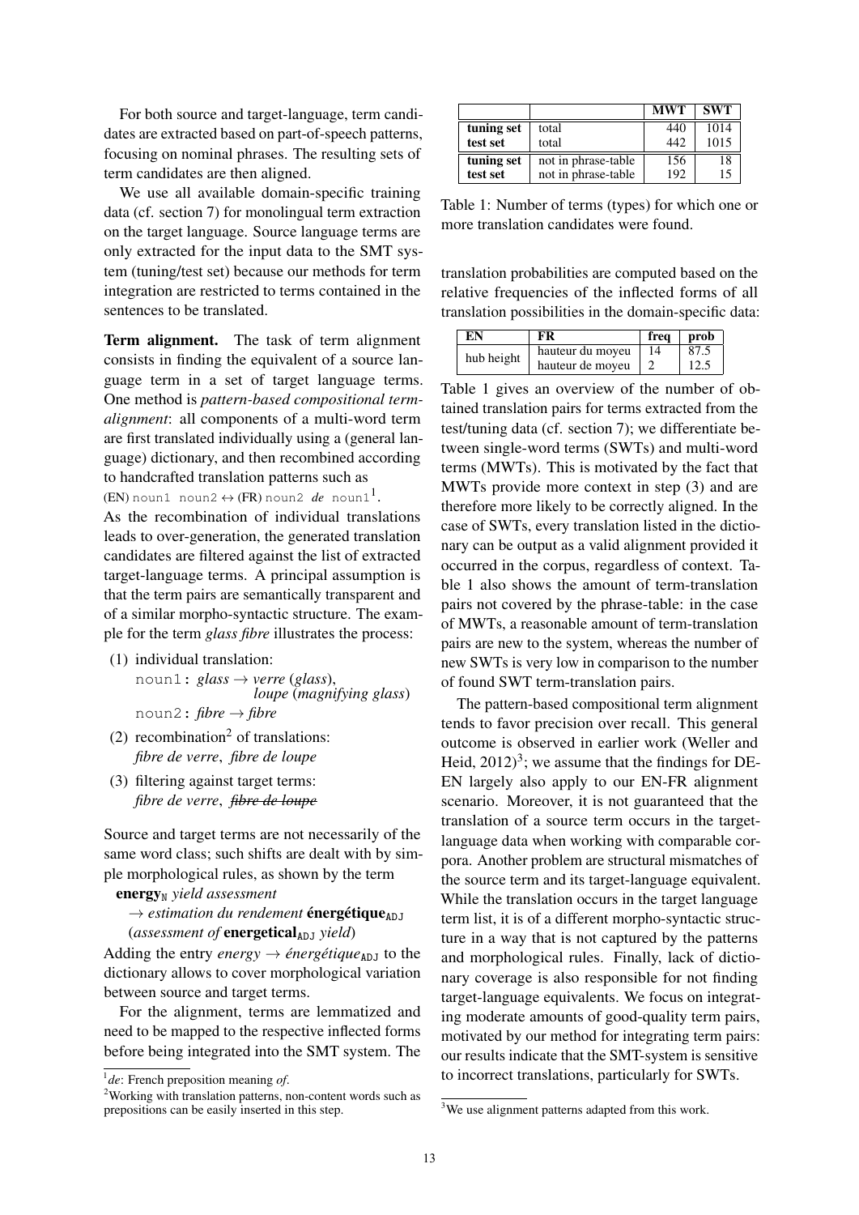For both source and target-language, term candidates are extracted based on part-of-speech patterns, focusing on nominal phrases. The resulting sets of term candidates are then aligned.

We use all available domain-specific training data (cf. section 7) for monolingual term extraction on the target language. Source language terms are only extracted for the input data to the SMT system (tuning/test set) because our methods for term integration are restricted to terms contained in the sentences to be translated.

**Term alignment.** The task of term alignment consists in finding the equivalent of a source language term in a set of target language terms. One method is *pattern-based compositional term-alignment*: all components of a multi-word term are first translated individually using a (general language) dictionary, and then recombined according to handcrafted translation patterns such as
(EN) `noun1 noun2` ↔ (FR) `noun2` *de* `noun1`[1].
As the recombination of individual translations leads to over-generation, the generated translation candidates are filtered against the list of extracted target-language terms. A principal assumption is that the term pairs are semantically transparent and of a similar morpho-syntactic structure. The example for the term *glass fibre* illustrates the process:

(1) individual translation:
`noun1`: *glass* → *verre* (*glass*), *loupe* (*magnifying glass*)
`noun2`: *fibre* → *fibre*

(2) recombination[2] of translations:
*fibre de verre*, *fibre de loupe*

(3) filtering against target terms:
*fibre de verre*, ~~*fibre de loupe*~~

Source and target terms are not necessarily of the same word class; such shifts are dealt with by simple morphological rules, as shown by the term
**energy**$_{\text{N}}$ *yield assessment*
→ *estimation du rendement* **énergétique**$_{\text{ADJ}}$
(*assessment of* **energetical**$_{\text{ADJ}}$ *yield*)
Adding the entry *energy* → *énergétique*$_{\text{ADJ}}$ to the dictionary allows to cover morphological variation between source and target terms.

For the alignment, terms are lemmatized and need to be mapped to the respective inflected forms before being integrated into the SMT system. The translation probabilities are computed based on the relative frequencies of the inflected forms of all translation possibilities in the domain-specific data:

| EN | FR | freq | prob |
|---|---|---|---|
| hub height | hauteur du moyeu | 14 | 87.5 |
| | hauteur de moyeu | 2 | 12.5 |

|  |  | MWT | SWT |
|---|---|---|---|
| tuning set | total | 440 | 1014 |
| test set | total | 442 | 1015 |
| tuning set | not in phrase-table | 156 | 18 |
| test set | not in phrase-table | 192 | 15 |

Table 1: Number of terms (types) for which one or more translation candidates were found.

Table 1 gives an overview of the number of obtained translation pairs for terms extracted from the test/tuning data (cf. section 7); we differentiate between single-word terms (SWTs) and multi-word terms (MWTs). This is motivated by the fact that MWTs provide more context in step (3) and are therefore more likely to be correctly aligned. In the case of SWTs, every translation listed in the dictionary can be output as a valid alignment provided it occurred in the corpus, regardless of context. Table 1 also shows the amount of term-translation pairs not covered by the phrase-table: in the case of MWTs, a reasonable amount of term-translation pairs are new to the system, whereas the number of new SWTs is very low in comparison to the number of found SWT term-translation pairs.

The pattern-based compositional term alignment tends to favor precision over recall. This general outcome is observed in earlier work (Weller and Heid, 2012)[3]; we assume that the findings for DE-EN largely also apply to our EN-FR alignment scenario. Moreover, it is not guaranteed that the translation of a source term occurs in the target-language data when working with comparable corpora. Another problem are structural mismatches of the source term and its target-language equivalent. While the translation occurs in the target language term list, it is of a different morpho-syntactic structure in a way that is not captured by the patterns and morphological rules. Finally, lack of dictionary coverage is also responsible for not finding target-language equivalents. We focus on integrating moderate amounts of good-quality term pairs, motivated by our method for integrating term pairs: our results indicate that the SMT-system is sensitive to incorrect translations, particularly for SWTs.

[1] *de*: French preposition meaning *of*.

[2] Working with translation patterns, non-content words such as prepositions can be easily inserted in this step.

[3] We use alignment patterns adapted from this work.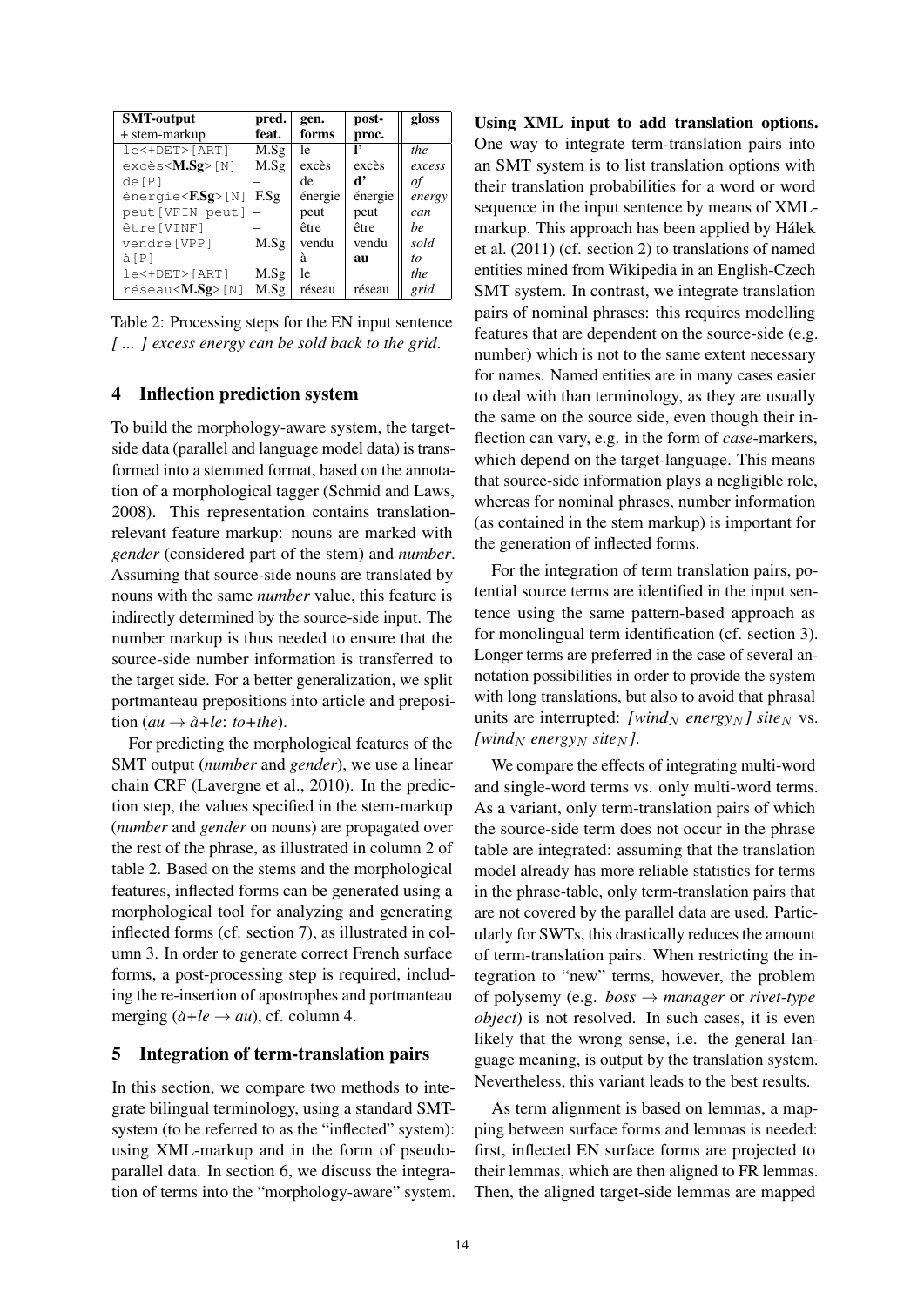| SMT-output + stem-markup | pred. feat. | gen. forms | post-proc. | gloss |
|---|---|---|---|---|
| le<+DET>[ART] | M.Sg | le | **l'** | *the* |
| excès<**M.Sg**>[N] | M.Sg | excès | excès | *excess* |
| de[P] | – | de | **d'** | *of* |
| énergie<**F.Sg**>[N] | F.Sg | énergie | énergie | *energy* |
| peut[VFIN-peut] | – | peut | peut | *can* |
| être[VINF] | – | être | être | *be* |
| vendre[VPP] | M.Sg | vendu | vendu | *sold* |
| à[P] | – | à | **au** | *to* |
| le<+DET>[ART] | M.Sg | le | | *the* |
| réseau<**M.Sg**>[N] | M.Sg | réseau | réseau | *grid* |

Table 2: Processing steps for the EN input sentence *[ ... ] excess energy can be sold back to the grid*.

## 4 Inflection prediction system

To build the morphology-aware system, the target-side data (parallel and language model data) is transformed into a stemmed format, based on the annotation of a morphological tagger (Schmid and Laws, 2008). This representation contains translation-relevant feature markup: nouns are marked with *gender* (considered part of the stem) and *number*. Assuming that source-side nouns are translated by nouns with the same *number* value, this feature is indirectly determined by the source-side input. The number markup is thus needed to ensure that the source-side number information is transferred to the target side. For a better generalization, we split portmanteau prepositions into article and preposition (*au* → *à+le*: *to+the*).

For predicting the morphological features of the SMT output (*number* and *gender*), we use a linear chain CRF (Lavergne et al., 2010). In the prediction step, the values specified in the stem-markup (*number* and *gender* on nouns) are propagated over the rest of the phrase, as illustrated in column 2 of table 2. Based on the stems and the morphological features, inflected forms can be generated using a morphological tool for analyzing and generating inflected forms (cf. section 7), as illustrated in column 3. In order to generate correct French surface forms, a post-processing step is required, including the re-insertion of apostrophes and portmanteau merging (*à+le* → *au*), cf. column 4.

## 5 Integration of term-translation pairs

In this section, we compare two methods to integrate bilingual terminology, using a standard SMT-system (to be referred to as the "inflected" system): using XML-markup and in the form of pseudo-parallel data. In section 6, we discuss the integration of terms into the "morphology-aware" system.

**Using XML input to add translation options.** One way to integrate term-translation pairs into an SMT system is to list translation options with their translation probabilities for a word or word sequence in the input sentence by means of XML-markup. This approach has been applied by Hálek et al. (2011) (cf. section 2) to translations of named entities mined from Wikipedia in an English-Czech SMT system. In contrast, we integrate translation pairs of nominal phrases: this requires modelling features that are dependent on the source-side (e.g. number) which is not to the same extent necessary for names. Named entities are in many cases easier to deal with than terminology, as they are usually the same on the source side, even though their inflection can vary, e.g. in the form of *case*-markers, which depend on the target-language. This means that source-side information plays a negligible role, whereas for nominal phrases, number information (as contained in the stem markup) is important for the generation of inflected forms.

For the integration of term translation pairs, potential source terms are identified in the input sentence using the same pattern-based approach as for monolingual term identification (cf. section 3). Longer terms are preferred in the case of several annotation possibilities in order to provide the system with long translations, but also to avoid that phrasal units are interrupted: *[wind$_N$ energy$_N$] site$_N$* vs. *[wind$_N$ energy$_N$ site$_N$]*.

We compare the effects of integrating multi-word and single-word terms vs. only multi-word terms. As a variant, only term-translation pairs of which the source-side term does not occur in the phrase table are integrated: assuming that the translation model already has more reliable statistics for terms in the phrase-table, only term-translation pairs that are not covered by the parallel data are used. Particularly for SWTs, this drastically reduces the amount of term-translation pairs. When restricting the integration to "new" terms, however, the problem of polysemy (e.g. *boss* → *manager* or *rivet-type object*) is not resolved. In such cases, it is even likely that the wrong sense, i.e. the general language meaning, is output by the translation system. Nevertheless, this variant leads to the best results.

As term alignment is based on lemmas, a mapping between surface forms and lemmas is needed: first, inflected EN surface forms are projected to their lemmas, which are then aligned to FR lemmas. Then, the aligned target-side lemmas are mapped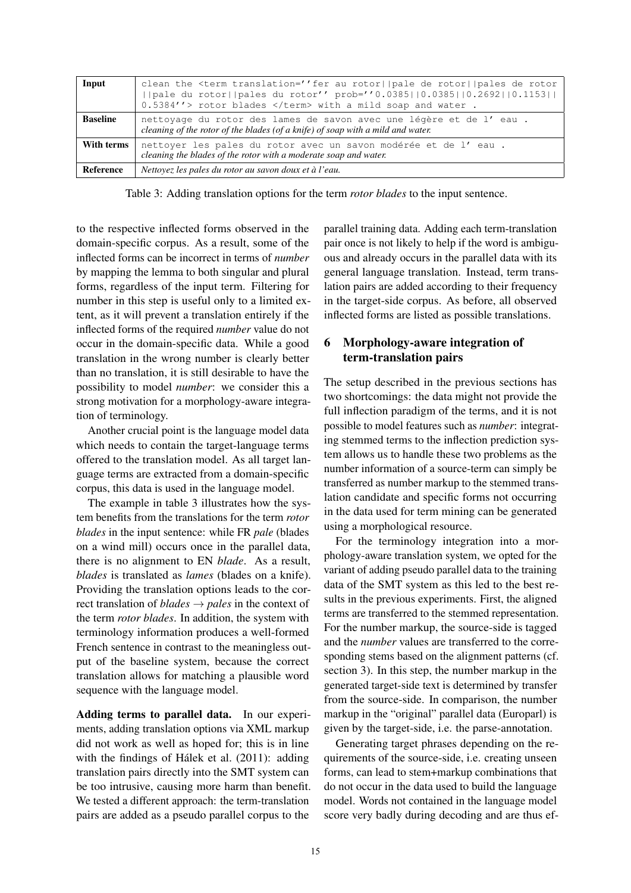| Input | clean the <term translation=''fer au rotor\|\|pale de rotor\|\|pales de rotor \|\|pale du rotor\|\|pales du rotor'' prob=''0.0385\|\|0.0385\|\|0.2692\|\|0.1153\|\| 0.5384''> rotor blades </term> with a mild soap and water . |
|---|---|
| **Baseline** | nettoyage du rotor des lames de savon avec une légère et de l' eau . *cleaning of the rotor of the blades (of a knife) of soap with a mild and water.* |
| **With terms** | nettoyer les pales du rotor avec un savon modérée et de l' eau . *cleaning the blades of the rotor with a moderate soap and water.* |
| **Reference** | *Nettoyez les pales du rotor au savon doux et à l'eau.* |

Table 3: Adding translation options for the term *rotor blades* to the input sentence.

to the respective inflected forms observed in the domain-specific corpus. As a result, some of the inflected forms can be incorrect in terms of *number* by mapping the lemma to both singular and plural forms, regardless of the input term. Filtering for number in this step is useful only to a limited extent, as it will prevent a translation entirely if the inflected forms of the required *number* value do not occur in the domain-specific data. While a good translation in the wrong number is clearly better than no translation, it is still desirable to have the possibility to model *number*: we consider this a strong motivation for a morphology-aware integration of terminology.

Another crucial point is the language model data which needs to contain the target-language terms offered to the translation model. As all target language terms are extracted from a domain-specific corpus, this data is used in the language model.

The example in table 3 illustrates how the system benefits from the translations for the term *rotor blades* in the input sentence: while FR *pale* (blades on a wind mill) occurs once in the parallel data, there is no alignment to EN *blade*. As a result, *blades* is translated as *lames* (blades on a knife). Providing the translation options leads to the correct translation of *blades* → *pales* in the context of the term *rotor blades*. In addition, the system with terminology information produces a well-formed French sentence in contrast to the meaningless output of the baseline system, because the correct translation allows for matching a plausible word sequence with the language model.

**Adding terms to parallel data.** In our experiments, adding translation options via XML markup did not work as well as hoped for; this is in line with the findings of Hálek et al. (2011): adding translation pairs directly into the SMT system can be too intrusive, causing more harm than benefit. We tested a different approach: the term-translation pairs are added as a pseudo parallel corpus to the parallel training data. Adding each term-translation pair once is not likely to help if the word is ambiguous and already occurs in the parallel data with its general language translation. Instead, term translation pairs are added according to their frequency in the target-side corpus. As before, all observed inflected forms are listed as possible translations.

## 6 Morphology-aware integration of term-translation pairs

The setup described in the previous sections has two shortcomings: the data might not provide the full inflection paradigm of the terms, and it is not possible to model features such as *number*: integrating stemmed terms to the inflection prediction system allows us to handle these two problems as the number information of a source-term can simply be transferred as number markup to the stemmed translation candidate and specific forms not occurring in the data used for term mining can be generated using a morphological resource.

For the terminology integration into a morphology-aware translation system, we opted for the variant of adding pseudo parallel data to the training data of the SMT system as this led to the best results in the previous experiments. First, the aligned terms are transferred to the stemmed representation. For the number markup, the source-side is tagged and the *number* values are transferred to the corresponding stems based on the alignment patterns (cf. section 3). In this step, the number markup in the generated target-side text is determined by transfer from the source-side. In comparison, the number markup in the "original" parallel data (Europarl) is given by the target-side, i.e. the parse-annotation.

Generating target phrases depending on the requirements of the source-side, i.e. creating unseen forms, can lead to stem+markup combinations that do not occur in the data used to build the language model. Words not contained in the language model score very badly during decoding and are thus ef-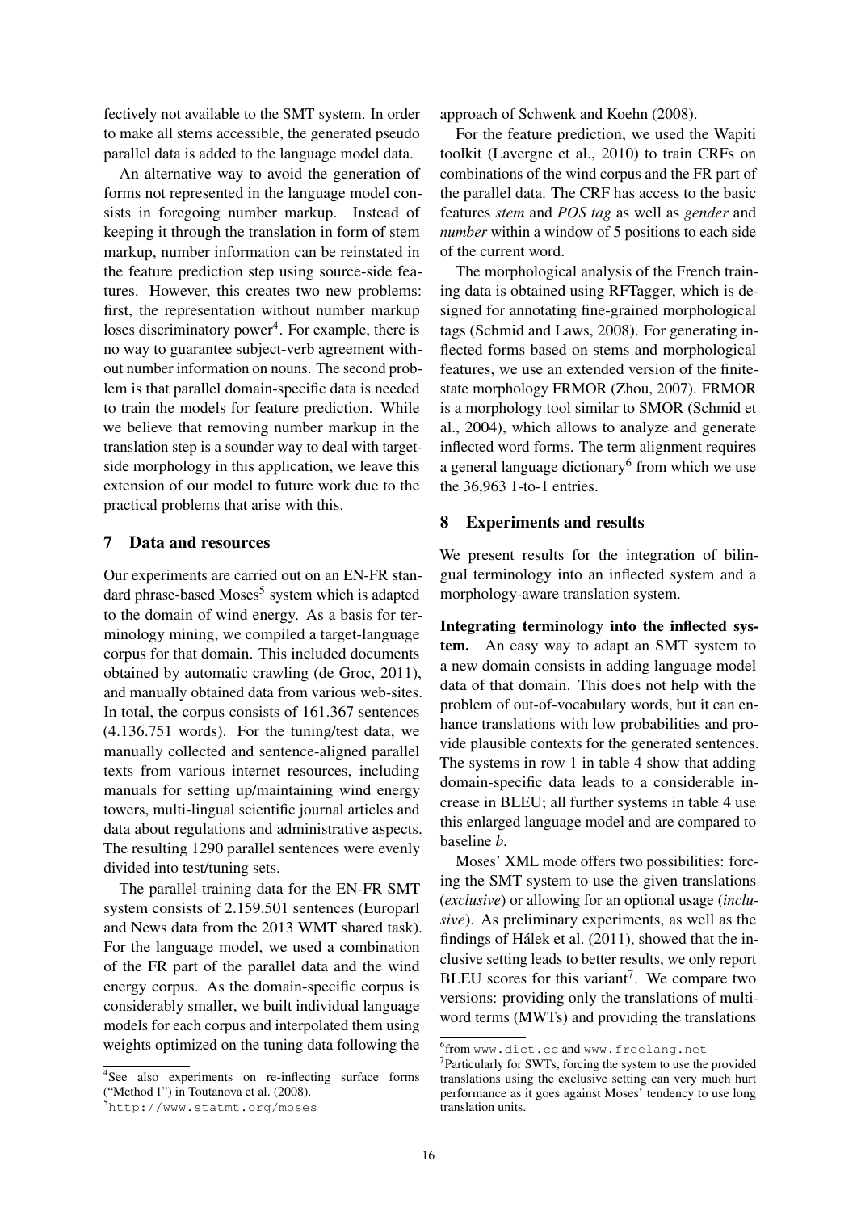fectively not available to the SMT system. In order to make all stems accessible, the generated pseudo parallel data is added to the language model data.

An alternative way to avoid the generation of forms not represented in the language model consists in foregoing number markup. Instead of keeping it through the translation in form of stem markup, number information can be reinstated in the feature prediction step using source-side features. However, this creates two new problems: first, the representation without number markup loses discriminatory power[4]. For example, there is no way to guarantee subject-verb agreement without number information on nouns. The second problem is that parallel domain-specific data is needed to train the models for feature prediction. While we believe that removing number markup in the translation step is a sounder way to deal with target-side morphology in this application, we leave this extension of our model to future work due to the practical problems that arise with this.

## 7 Data and resources

Our experiments are carried out on an EN-FR standard phrase-based Moses[5] system which is adapted to the domain of wind energy. As a basis for terminology mining, we compiled a target-language corpus for that domain. This included documents obtained by automatic crawling (de Groc, 2011), and manually obtained data from various web-sites. In total, the corpus consists of 161.367 sentences (4.136.751 words). For the tuning/test data, we manually collected and sentence-aligned parallel texts from various internet resources, including manuals for setting up/maintaining wind energy towers, multi-lingual scientific journal articles and data about regulations and administrative aspects. The resulting 1290 parallel sentences were evenly divided into test/tuning sets.

The parallel training data for the EN-FR SMT system consists of 2.159.501 sentences (Europarl and News data from the 2013 WMT shared task). For the language model, we used a combination of the FR part of the parallel data and the wind energy corpus. As the domain-specific corpus is considerably smaller, we built individual language models for each corpus and interpolated them using weights optimized on the tuning data following the approach of Schwenk and Koehn (2008).

For the feature prediction, we used the Wapiti toolkit (Lavergne et al., 2010) to train CRFs on combinations of the wind corpus and the FR part of the parallel data. The CRF has access to the basic features *stem* and *POS tag* as well as *gender* and *number* within a window of 5 positions to each side of the current word.

The morphological analysis of the French training data is obtained using RFTagger, which is designed for annotating fine-grained morphological tags (Schmid and Laws, 2008). For generating inflected forms based on stems and morphological features, we use an extended version of the finite-state morphology FRMOR (Zhou, 2007). FRMOR is a morphology tool similar to SMOR (Schmid et al., 2004), which allows to analyze and generate inflected word forms. The term alignment requires a general language dictionary[6] from which we use the 36,963 1-to-1 entries.

## 8 Experiments and results

We present results for the integration of bilingual terminology into an inflected system and a morphology-aware translation system.

**Integrating terminology into the inflected system.** An easy way to adapt an SMT system to a new domain consists in adding language model data of that domain. This does not help with the problem of out-of-vocabulary words, but it can enhance translations with low probabilities and provide plausible contexts for the generated sentences. The systems in row 1 in table 4 show that adding domain-specific data leads to a considerable increase in BLEU; all further systems in table 4 use this enlarged language model and are compared to baseline *b*.

Moses' XML mode offers two possibilities: forcing the SMT system to use the given translations (*exclusive*) or allowing for an optional usage (*inclusive*). As preliminary experiments, as well as the findings of Hálek et al. (2011), showed that the inclusive setting leads to better results, we only report BLEU scores for this variant[7]. We compare two versions: providing only the translations of multi-word terms (MWTs) and providing the translations

[4] See also experiments on re-inflecting surface forms ("Method 1") in Toutanova et al. (2008).

[5] http://www.statmt.org/moses

[6] from www.dict.cc and www.freelang.net

[7] Particularly for SWTs, forcing the system to use the provided translations using the exclusive setting can very much hurt performance as it goes against Moses' tendency to use long translation units.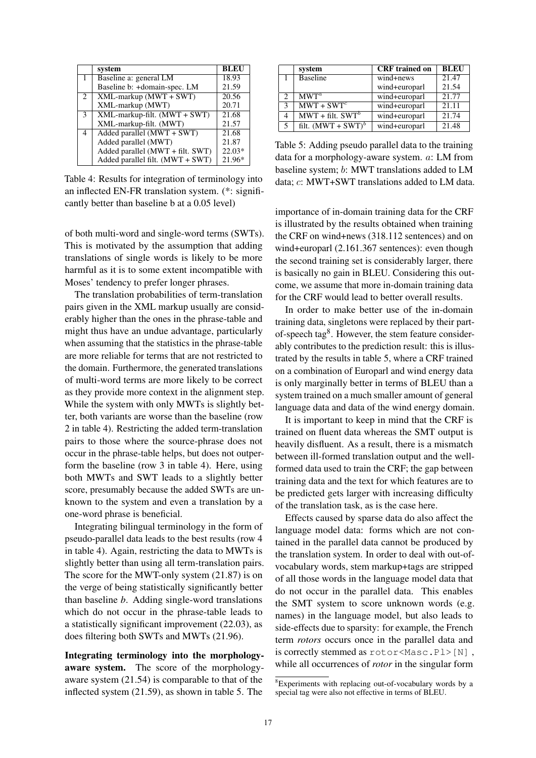| | system | BLEU |
|---|---|---|
| 1 | Baseline a: general LM | 18.93 |
| | Baseline b: +domain-spec. LM | 21.59 |
| 2 | XML-markup (MWT + SWT) | 20.56 |
| | XML-markup (MWT) | 20.71 |
| 3 | XML-markup-filt. (MWT + SWT) | 21.68 |
| | XML-markup-filt. (MWT) | 21.57 |
| 4 | Added parallel (MWT + SWT) | 21.68 |
| | Added parallel (MWT) | 21.87 |
| | Added parallel (MWT + filt. SWT) | 22.03* |
| | Added parallel filt. (MWT + SWT) | 21.96* |

Table 4: Results for integration of terminology into an inflected EN-FR translation system. (*: significantly better than baseline b at a 0.05 level)

of both multi-word and single-word terms (SWTs). This is motivated by the assumption that adding translations of single words is likely to be more harmful as it is to some extent incompatible with Moses' tendency to prefer longer phrases.

The translation probabilities of term-translation pairs given in the XML markup usually are considerably higher than the ones in the phrase-table and might thus have an undue advantage, particularly when assuming that the statistics in the phrase-table are more reliable for terms that are not restricted to the domain. Furthermore, the generated translations of multi-word terms are more likely to be correct as they provide more context in the alignment step. While the system with only MWTs is slightly better, both variants are worse than the baseline (row 2 in table 4). Restricting the added term-translation pairs to those where the source-phrase does not occur in the phrase-table helps, but does not outperform the baseline (row 3 in table 4). Here, using both MWTs and SWT leads to a slightly better score, presumably because the added SWTs are unknown to the system and even a translation by a one-word phrase is beneficial.

Integrating bilingual terminology in the form of pseudo-parallel data leads to the best results (row 4 in table 4). Again, restricting the data to MWTs is slightly better than using all term-translation pairs. The score for the MWT-only system (21.87) is on the verge of being statistically significantly better than baseline *b*. Adding single-word translations which do not occur in the phrase-table leads to a statistically significant improvement (22.03), as does filtering both SWTs and MWTs (21.96).

**Integrating terminology into the morphology-aware system.** The score of the morphology-aware system (21.54) is comparable to that of the inflected system (21.59), as shown in table 5. The importance of in-domain training data for the CRF is illustrated by the results obtained when training the CRF on wind+news (318.112 sentences) and on wind+europarl (2.161.367 sentences): even though the second training set is considerably larger, there is basically no gain in BLEU. Considering this outcome, we assume that more in-domain training data for the CRF would lead to better overall results.

| | system | CRF trained on | BLEU |
|---|---|---|---|
| 1 | Baseline | wind+news | 21.47 |
| | | wind+europarl | 21.54 |
| 2 | MWT$^a$ | wind+europarl | 21.77 |
| 3 | MWT + SWT$^c$ | wind+europarl | 21.11 |
| 4 | MWT + filt. SWT$^b$ | wind+europarl | 21.74 |
| 5 | filt. (MWT + SWT)$^b$ | wind+europarl | 21.48 |

Table 5: Adding pseudo parallel data to the training data for a morphology-aware system. $a$: LM from baseline system; $b$: MWT translations added to LM data; $c$: MWT+SWT translations added to LM data.

In order to make better use of the in-domain training data, singletons were replaced by their part-of-speech tag[8]. However, the stem feature considerably contributes to the prediction result: this is illustrated by the results in table 5, where a CRF trained on a combination of Europarl and wind energy data is only marginally better in terms of BLEU than a system trained on a much smaller amount of general language data and data of the wind energy domain.

It is important to keep in mind that the CRF is trained on fluent data whereas the SMT output is heavily disfluent. As a result, there is a mismatch between ill-formed translation output and the well-formed data used to train the CRF; the gap between training data and the text for which features are to be predicted gets larger with increasing difficulty of the translation task, as is the case here.

Effects caused by sparse data do also affect the language model data: forms which are not contained in the parallel data cannot be produced by the translation system. In order to deal with out-of-vocabulary words, stem markup+tags are stripped of all those words in the language model data that do not occur in the parallel data. This enables the SMT system to score unknown words (e.g. names) in the language model, but also leads to side-effects due to sparsity: for example, the French term *rotors* occurs once in the parallel data and is correctly stemmed as `rotor<Masc.Pl>[N]`, while all occurrences of *rotor* in the singular form

[8] Experiments with replacing out-of-vocabulary words by a special tag were also not effective in terms of BLEU.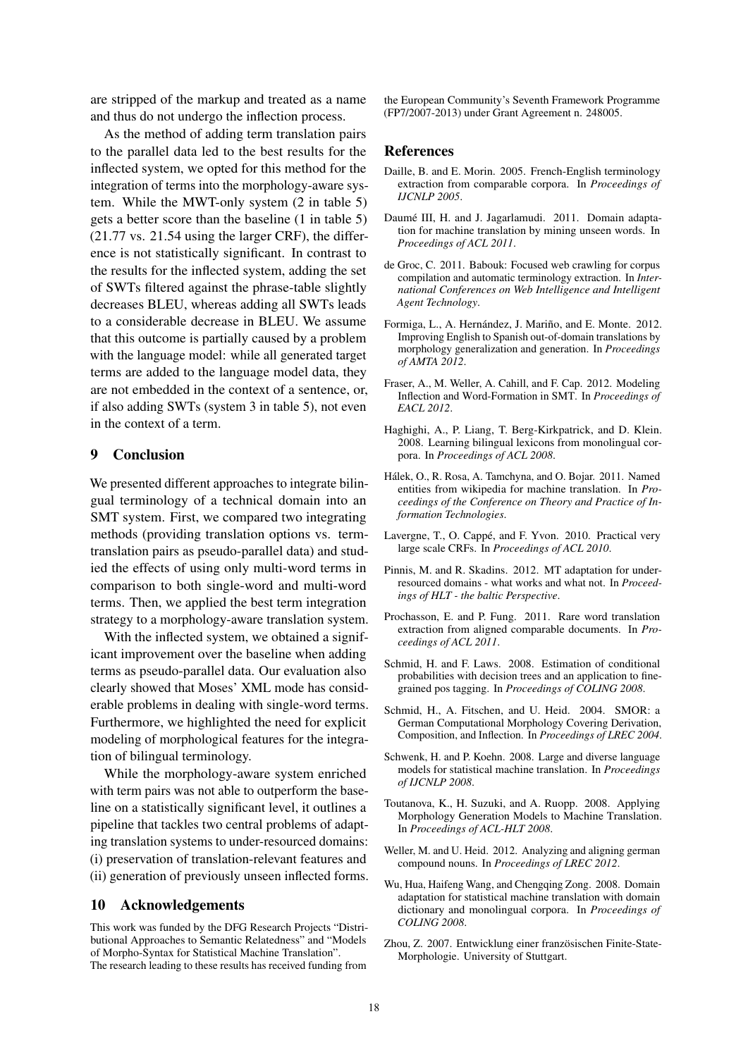are stripped of the markup and treated as a name and thus do not undergo the inflection process.

As the method of adding term translation pairs to the parallel data led to the best results for the inflected system, we opted for this method for the integration of terms into the morphology-aware system. While the MWT-only system (2 in table 5) gets a better score than the baseline (1 in table 5) (21.77 vs. 21.54 using the larger CRF), the difference is not statistically significant. In contrast to the results for the inflected system, adding the set of SWTs filtered against the phrase-table slightly decreases BLEU, whereas adding all SWTs leads to a considerable decrease in BLEU. We assume that this outcome is partially caused by a problem with the language model: while all generated target terms are added to the language model data, they are not embedded in the context of a sentence, or, if also adding SWTs (system 3 in table 5), not even in the context of a term.

## 9 Conclusion

We presented different approaches to integrate bilingual terminology of a technical domain into an SMT system. First, we compared two integrating methods (providing translation options vs. term-translation pairs as pseudo-parallel data) and studied the effects of using only multi-word terms in comparison to both single-word and multi-word terms. Then, we applied the best term integration strategy to a morphology-aware translation system.

With the inflected system, we obtained a significant improvement over the baseline when adding terms as pseudo-parallel data. Our evaluation also clearly showed that Moses' XML mode has considerable problems in dealing with single-word terms. Furthermore, we highlighted the need for explicit modeling of morphological features for the integration of bilingual terminology.

While the morphology-aware system enriched with term pairs was not able to outperform the baseline on a statistically significant level, it outlines a pipeline that tackles two central problems of adapting translation systems to under-resourced domains: (i) preservation of translation-relevant features and (ii) generation of previously unseen inflected forms.

## 10 Acknowledgements

This work was funded by the DFG Research Projects "Distributional Approaches to Semantic Relatedness" and "Models of Morpho-Syntax for Statistical Machine Translation".
The research leading to these results has received funding from the European Community's Seventh Framework Programme (FP7/2007-2013) under Grant Agreement n. 248005.

## References

Daille, B. and E. Morin. 2005. French-English terminology extraction from comparable corpora. In *Proceedings of IJCNLP 2005*.

Daumé III, H. and J. Jagarlamudi. 2011. Domain adaptation for machine translation by mining unseen words. In *Proceedings of ACL 2011*.

de Groc, C. 2011. Babouk: Focused web crawling for corpus compilation and automatic terminology extraction. In *International Conferences on Web Intelligence and Intelligent Agent Technology*.

Formiga, L., A. Hernández, J. Mariño, and E. Monte. 2012. Improving English to Spanish out-of-domain translations by morphology generalization and generation. In *Proceedings of AMTA 2012*.

Fraser, A., M. Weller, A. Cahill, and F. Cap. 2012. Modeling Inflection and Word-Formation in SMT. In *Proceedings of EACL 2012*.

Haghighi, A., P. Liang, T. Berg-Kirkpatrick, and D. Klein. 2008. Learning bilingual lexicons from monolingual corpora. In *Proceedings of ACL 2008*.

Hálek, O., R. Rosa, A. Tamchyna, and O. Bojar. 2011. Named entities from wikipedia for machine translation. In *Proceedings of the Conference on Theory and Practice of Information Technologies*.

Lavergne, T., O. Cappé, and F. Yvon. 2010. Practical very large scale CRFs. In *Proceedings of ACL 2010*.

Pinnis, M. and R. Skadins. 2012. MT adaptation for under-resourced domains - what works and what not. In *Proceedings of HLT - the baltic Perspective*.

Prochasson, E. and P. Fung. 2011. Rare word translation extraction from aligned comparable documents. In *Proceedings of ACL 2011*.

Schmid, H. and F. Laws. 2008. Estimation of conditional probabilities with decision trees and an application to fine-grained pos tagging. In *Proceedings of COLING 2008*.

Schmid, H., A. Fitschen, and U. Heid. 2004. SMOR: a German Computational Morphology Covering Derivation, Composition, and Inflection. In *Proceedings of LREC 2004*.

Schwenk, H. and P. Koehn. 2008. Large and diverse language models for statistical machine translation. In *Proceedings of IJCNLP 2008*.

Toutanova, K., H. Suzuki, and A. Ruopp. 2008. Applying Morphology Generation Models to Machine Translation. In *Proceedings of ACL-HLT 2008*.

Weller, M. and U. Heid. 2012. Analyzing and aligning german compound nouns. In *Proceedings of LREC 2012*.

Wu, Hua, Haifeng Wang, and Chengqing Zong. 2008. Domain adaptation for statistical machine translation with domain dictionary and monolingual corpora. In *Proceedings of COLING 2008*.

Zhou, Z. 2007. Entwicklung einer französischen Finite-State-Morphologie. University of Stuttgart.